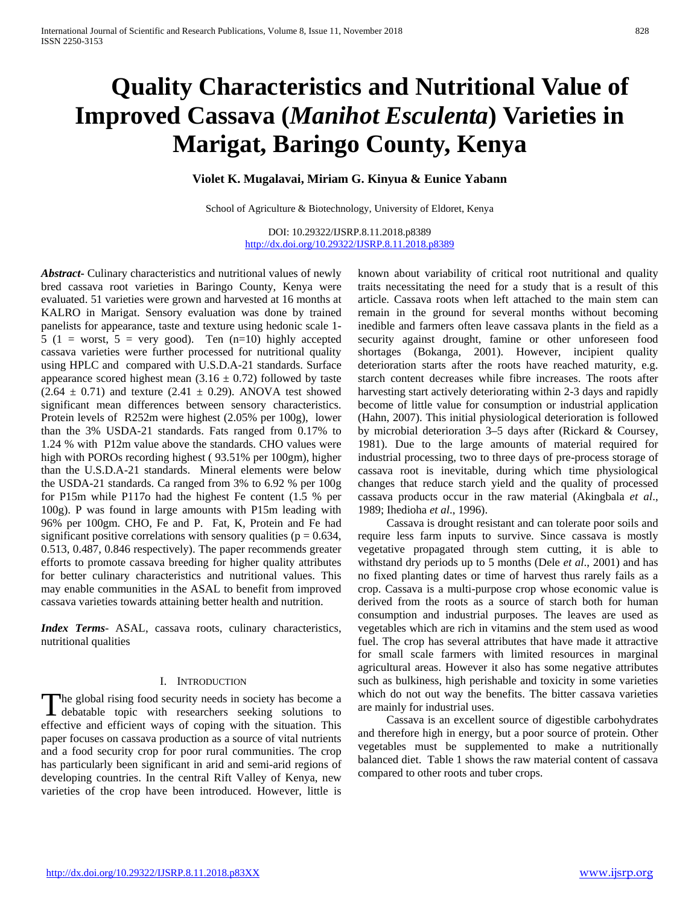# Quality Characteristics and Nutritional Value of Improved Cassava (*Manihot Esculenta*) Varieties in Marigat, Baringo County, Kenya

**Violet K. Mugalavai, Miriam G. Kinyua & Eunice Yabann**

School of Agriculture & Biotechnology, University of Eldoret, Kenya

DOI: 10.29322/IJSRP.8.11.2018.p8389
http://dx.doi.org/10.29322/IJSRP.8.11.2018.p8389

***Abstract***- Culinary characteristics and nutritional values of newly bred cassava root varieties in Baringo County, Kenya were evaluated. 51 varieties were grown and harvested at 16 months at KALRO in Marigat. Sensory evaluation was done by trained panelists for appearance, taste and texture using hedonic scale 1-5 (1 = worst, 5 = very good). Ten (n=10) highly accepted cassava varieties were further processed for nutritional quality using HPLC and compared with U.S.D.A-21 standards. Surface appearance scored highest mean ($3.16 \pm 0.72$) followed by taste ($2.64 \pm 0.71$) and texture ($2.41 \pm 0.29$). ANOVA test showed significant mean differences between sensory characteristics. Protein levels of R252m were highest (2.05% per 100g), lower than the 3% USDA-21 standards. Fats ranged from 0.17% to 1.24 % with P12m value above the standards. CHO values were high with POROs recording highest ( 93.51% per 100gm), higher than the U.S.D.A-21 standards. Mineral elements were below the USDA-21 standards. Ca ranged from 3% to 6.92 % per 100g for P15m while P117o had the highest Fe content (1.5 % per 100g). P was found in large amounts with P15m leading with 96% per 100gm. CHO, Fe and P. Fat, K, Protein and Fe had significant positive correlations with sensory qualities ($p = 0.634$, 0.513, 0.487, 0.846 respectively). The paper recommends greater efforts to promote cassava breeding for higher quality attributes for better culinary characteristics and nutritional values. This may enable communities in the ASAL to benefit from improved cassava varieties towards attaining better health and nutrition.

***Index Terms***- ASAL, cassava roots, culinary characteristics, nutritional qualities

## I. Introduction

The global rising food security needs in society has become a debatable topic with researchers seeking solutions to effective and efficient ways of coping with the situation. This paper focuses on cassava production as a source of vital nutrients and a food security crop for poor rural communities. The crop has particularly been significant in arid and semi-arid regions of developing countries. In the central Rift Valley of Kenya, new varieties of the crop have been introduced. However, little is known about variability of critical root nutritional and quality traits necessitating the need for a study that is a result of this article. Cassava roots when left attached to the main stem can remain in the ground for several months without becoming inedible and farmers often leave cassava plants in the field as a security against drought, famine or other unforeseen food shortages (Bokanga, 2001). However, incipient quality deterioration starts after the roots have reached maturity, e.g. starch content decreases while fibre increases. The roots after harvesting start actively deteriorating within 2-3 days and rapidly become of little value for consumption or industrial application (Hahn, 2007). This initial physiological deterioration is followed by microbial deterioration 3–5 days after (Rickard & Coursey, 1981). Due to the large amounts of material required for industrial processing, two to three days of pre-process storage of cassava root is inevitable, during which time physiological changes that reduce starch yield and the quality of processed cassava products occur in the raw material (Akingbala *et al*., 1989; Ihedioha *et al*., 1996).

Cassava is drought resistant and can tolerate poor soils and require less farm inputs to survive. Since cassava is mostly vegetative propagated through stem cutting, it is able to withstand dry periods up to 5 months (Dele *et al*., 2001) and has no fixed planting dates or time of harvest thus rarely fails as a crop. Cassava is a multi-purpose crop whose economic value is derived from the roots as a source of starch both for human consumption and industrial purposes. The leaves are used as vegetables which are rich in vitamins and the stem used as wood fuel. The crop has several attributes that have made it attractive for small scale farmers with limited resources in marginal agricultural areas. However it also has some negative attributes such as bulkiness, high perishable and toxicity in some varieties which do not out way the benefits. The bitter cassava varieties are mainly for industrial uses.

Cassava is an excellent source of digestible carbohydrates and therefore high in energy, but a poor source of protein. Other vegetables must be supplemented to make a nutritionally balanced diet. Table 1 shows the raw material content of cassava compared to other roots and tuber crops.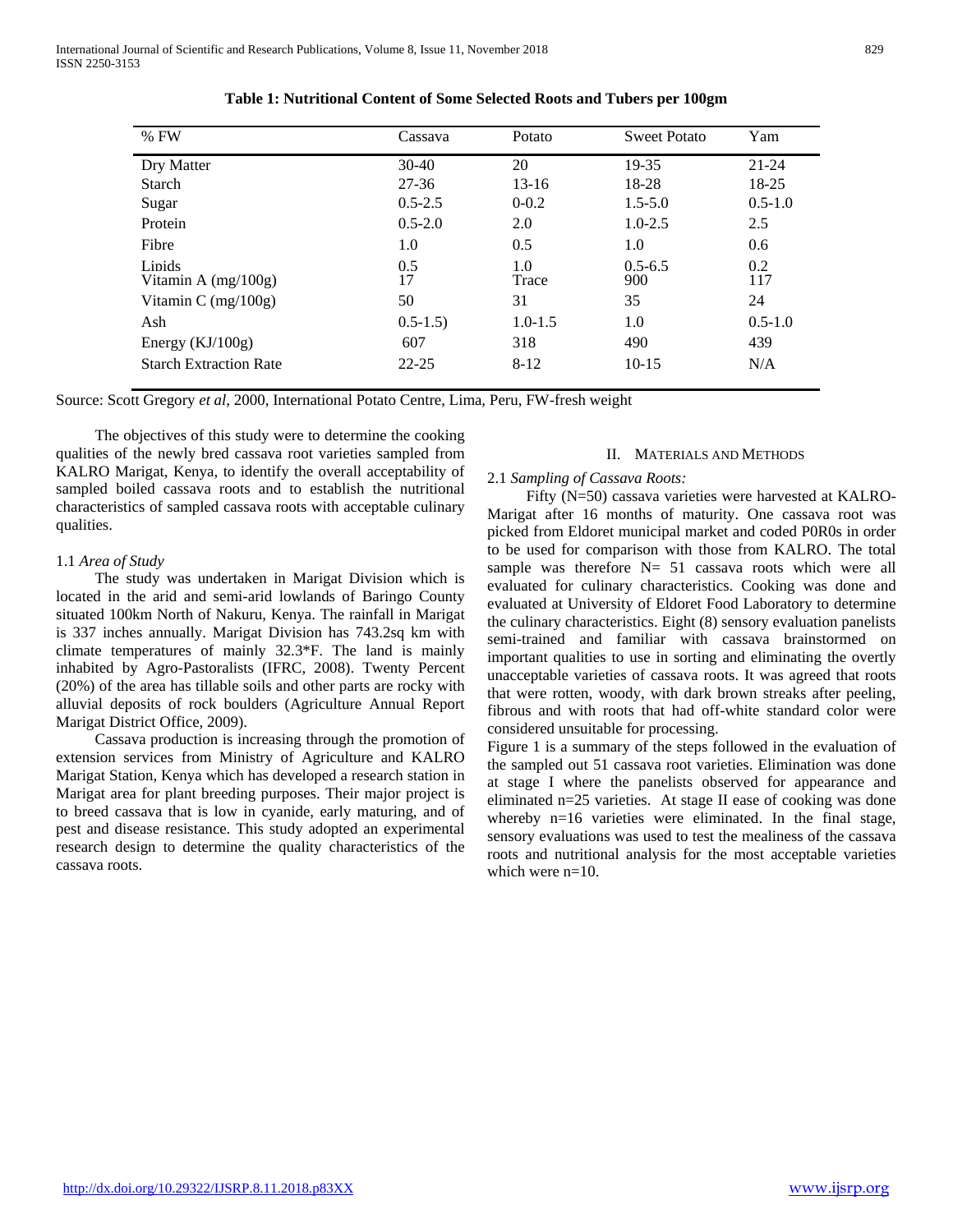**Table 1: Nutritional Content of Some Selected Roots and Tubers per 100gm**

| % FW | Cassava | Potato | Sweet Potato | Yam |
|---|---|---|---|---|
| Dry Matter | 30-40 | 20 | 19-35 | 21-24 |
| Starch | 27-36 | 13-16 | 18-28 | 18-25 |
| Sugar | 0.5-2.5 | 0-0.2 | 1.5-5.0 | 0.5-1.0 |
| Protein | 0.5-2.0 | 2.0 | 1.0-2.5 | 2.5 |
| Fibre | 1.0 | 0.5 | 1.0 | 0.6 |
| Lipids | 0.5 | 1.0 | 0.5-6.5 | 0.2 |
| Vitamin A (mg/100g) | 17 | Trace | 900 | 117 |
| Vitamin C (mg/100g) | 50 | 31 | 35 | 24 |
| Ash | (0.5-1.5) | 1.0-1.5 | 1.0 | 0.5-1.0 |
| Energy (KJ/100g) | 607 | 318 | 490 | 439 |
| Starch Extraction Rate | 22-25 | 8-12 | 10-15 | N/A |

Source: Scott Gregory *et al*, 2000, International Potato Centre, Lima, Peru, FW-fresh weight

The objectives of this study were to determine the cooking qualities of the newly bred cassava root varieties sampled from KALRO Marigat, Kenya, to identify the overall acceptability of sampled boiled cassava roots and to establish the nutritional characteristics of sampled cassava roots with acceptable culinary qualities.

### 1.1 *Area of Study*

The study was undertaken in Marigat Division which is located in the arid and semi-arid lowlands of Baringo County situated 100km North of Nakuru, Kenya. The rainfall in Marigat is 337 inches annually. Marigat Division has 743.2sq km with climate temperatures of mainly 32.3*F. The land is mainly inhabited by Agro-Pastoralists (IFRC, 2008). Twenty Percent (20%) of the area has tillable soils and other parts are rocky with alluvial deposits of rock boulders (Agriculture Annual Report Marigat District Office, 2009).

Cassava production is increasing through the promotion of extension services from Ministry of Agriculture and KALRO Marigat Station, Kenya which has developed a research station in Marigat area for plant breeding purposes. Their major project is to breed cassava that is low in cyanide, early maturing, and of pest and disease resistance. This study adopted an experimental research design to determine the quality characteristics of the cassava roots.

## II. Materials and Methods

### 2.1 *Sampling of Cassava Roots:*

Fifty (N=50) cassava varieties were harvested at KALRO-Marigat after 16 months of maturity. One cassava root was picked from Eldoret municipal market and coded P0R0s in order to be used for comparison with those from KALRO. The total sample was therefore N= 51 cassava roots which were all evaluated for culinary characteristics. Cooking was done and evaluated at University of Eldoret Food Laboratory to determine the culinary characteristics. Eight (8) sensory evaluation panelists semi-trained and familiar with cassava brainstormed on important qualities to use in sorting and eliminating the overtly unacceptable varieties of cassava roots. It was agreed that roots that were rotten, woody, with dark brown streaks after peeling, fibrous and with roots that had off-white standard color were considered unsuitable for processing.

Figure 1 is a summary of the steps followed in the evaluation of the sampled out 51 cassava root varieties. Elimination was done at stage I where the panelists observed for appearance and eliminated n=25 varieties. At stage II ease of cooking was done whereby n=16 varieties were eliminated. In the final stage, sensory evaluations was used to test the mealiness of the cassava roots and nutritional analysis for the most acceptable varieties which were n=10.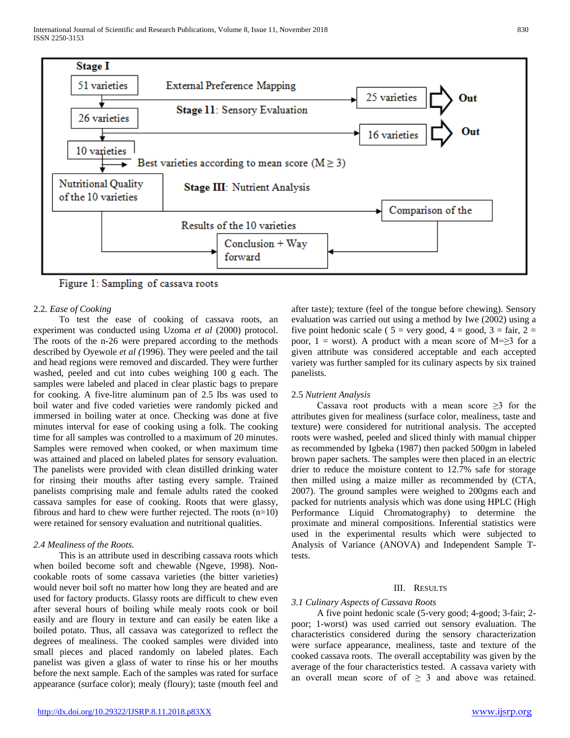Stage I

51 varieties → External Preference Mapping → 25 varieties ⇒ Out

Stage 11: Sensory Evaluation

26 varieties → 16 varieties ⇒ Out

10 varieties → Best varieties according to mean score (M ≥ 3)

Nutritional Quality of the 10 varieties

Stage III: Nutrient Analysis

Comparison of the

Results of the 10 varieties

Conclusion + Way forward

Figure 1: Sampling of cassava roots

2.2. *Ease of Cooking*

To test the ease of cooking of cassava roots, an experiment was conducted using Uzoma *et al* (2000) protocol. The roots of the n-26 were prepared according to the methods described by Oyewole *et al (*1996). They were peeled and the tail and head regions were removed and discarded. They were further washed, peeled and cut into cubes weighing 100 g each. The samples were labeled and placed in clear plastic bags to prepare for cooking. A five-litre aluminum pan of 2.5 lbs was used to boil water and five coded varieties were randomly picked and immersed in boiling water at once. Checking was done at five minutes interval for ease of cooking using a folk. The cooking time for all samples was controlled to a maximum of 20 minutes. Samples were removed when cooked, or when maximum time was attained and placed on labeled plates for sensory evaluation. The panelists were provided with clean distilled drinking water for rinsing their mouths after tasting every sample. Trained panelists comprising male and female adults rated the cooked cassava samples for ease of cooking. Roots that were glassy, fibrous and hard to chew were further rejected. The roots (n=10) were retained for sensory evaluation and nutritional qualities.

*2.4 Mealiness of the Roots.*

This is an attribute used in describing cassava roots which when boiled become soft and chewable (Ngeve, 1998). Non-cookable roots of some cassava varieties (the bitter varieties) would never boil soft no matter how long they are heated and are used for factory products. Glassy roots are difficult to chew even after several hours of boiling while mealy roots cook or boil easily and are floury in texture and can easily be eaten like a boiled potato. Thus, all cassava was categorized to reflect the degrees of mealiness. The cooked samples were divided into small pieces and placed randomly on labeled plates. Each panelist was given a glass of water to rinse his or her mouths before the next sample. Each of the samples was rated for surface appearance (surface color); mealy (floury); taste (mouth feel and after taste); texture (feel of the tongue before chewing). Sensory evaluation was carried out using a method by Iwe (2002) using a five point hedonic scale ( 5 = very good, 4 = good, 3 = fair, 2 = poor, 1 = worst). A product with a mean score of M=≥3 for a given attribute was considered acceptable and each accepted variety was further sampled for its culinary aspects by six trained panelists.

2.5 *Nutrient Analysis*

Cassava root products with a mean score ≥3 for the attributes given for mealiness (surface color, mealiness, taste and texture) were considered for nutritional analysis. The accepted roots were washed, peeled and sliced thinly with manual chipper as recommended by Igbeka (1987) then packed 500gm in labeled brown paper sachets. The samples were then placed in an electric drier to reduce the moisture content to 12.7% safe for storage then milled using a maize miller as recommended by (CTA, 2007). The ground samples were weighed to 200gms each and packed for nutrients analysis which was done using HPLC (High Performance Liquid Chromatography) to determine the proximate and mineral compositions. Inferential statistics were used in the experimental results which were subjected to Analysis of Variance (ANOVA) and Independent Sample T-tests.

## III. Results

*3.1 Culinary Aspects of Cassava Roots*

A five point hedonic scale (5-very good; 4-good; 3-fair; 2-poor; 1-worst) was used carried out sensory evaluation. The characteristics considered during the sensory characterization were surface appearance, mealiness, taste and texture of the cooked cassava roots. The overall acceptability was given by the average of the four characteristics tested. A cassava variety with an overall mean score of of ≥ 3 and above was retained.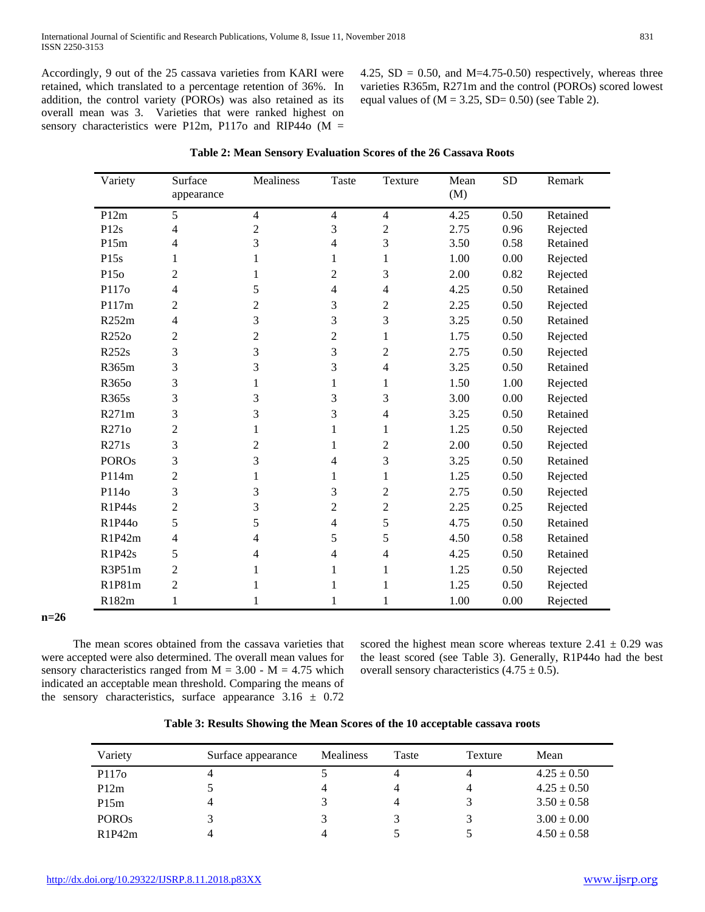Accordingly, 9 out of the 25 cassava varieties from KARI were retained, which translated to a percentage retention of 36%. In addition, the control variety (POROs) was also retained as its overall mean was 3. Varieties that were ranked highest on sensory characteristics were P12m, P117o and RIP44o (M = 4.25, SD = 0.50, and M=4.75-0.50) respectively, whereas three varieties R365m, R271m and the control (POROs) scored lowest equal values of (M = 3.25, SD= 0.50) (see Table 2).

**Table 2: Mean Sensory Evaluation Scores of the 26 Cassava Roots**

| Variety | Surface appearance | Mealiness | Taste | Texture | Mean (M) | SD | Remark |
|---|---|---|---|---|---|---|---|
| P12m | 5 | 4 | 4 | 4 | 4.25 | 0.50 | Retained |
| P12s | 4 | 2 | 3 | 2 | 2.75 | 0.96 | Rejected |
| P15m | 4 | 3 | 4 | 3 | 3.50 | 0.58 | Retained |
| P15s | 1 | 1 | 1 | 1 | 1.00 | 0.00 | Rejected |
| P15o | 2 | 1 | 2 | 3 | 2.00 | 0.82 | Rejected |
| P117o | 4 | 5 | 4 | 4 | 4.25 | 0.50 | Retained |
| P117m | 2 | 2 | 3 | 2 | 2.25 | 0.50 | Rejected |
| R252m | 4 | 3 | 3 | 3 | 3.25 | 0.50 | Retained |
| R252o | 2 | 2 | 2 | 1 | 1.75 | 0.50 | Rejected |
| R252s | 3 | 3 | 3 | 2 | 2.75 | 0.50 | Rejected |
| R365m | 3 | 3 | 3 | 4 | 3.25 | 0.50 | Retained |
| R365o | 3 | 1 | 1 | 1 | 1.50 | 1.00 | Rejected |
| R365s | 3 | 3 | 3 | 3 | 3.00 | 0.00 | Rejected |
| R271m | 3 | 3 | 3 | 4 | 3.25 | 0.50 | Retained |
| R271o | 2 | 1 | 1 | 1 | 1.25 | 0.50 | Rejected |
| R271s | 3 | 2 | 1 | 2 | 2.00 | 0.50 | Rejected |
| POROs | 3 | 3 | 4 | 3 | 3.25 | 0.50 | Retained |
| P114m | 2 | 1 | 1 | 1 | 1.25 | 0.50 | Rejected |
| P114o | 3 | 3 | 3 | 2 | 2.75 | 0.50 | Rejected |
| R1P44s | 2 | 3 | 2 | 2 | 2.25 | 0.25 | Rejected |
| R1P44o | 5 | 5 | 4 | 5 | 4.75 | 0.50 | Retained |
| R1P42m | 4 | 4 | 5 | 5 | 4.50 | 0.58 | Retained |
| R1P42s | 5 | 4 | 4 | 4 | 4.25 | 0.50 | Retained |
| R3P51m | 2 | 1 | 1 | 1 | 1.25 | 0.50 | Rejected |
| R1P81m | 2 | 1 | 1 | 1 | 1.25 | 0.50 | Rejected |
| R182m | 1 | 1 | 1 | 1 | 1.00 | 0.00 | Rejected |

**n=26**

The mean scores obtained from the cassava varieties that were accepted were also determined. The overall mean values for sensory characteristics ranged from M = 3.00 - M = 4.75 which indicated an acceptable mean threshold. Comparing the means of the sensory characteristics, surface appearance $3.16 \pm 0.72$ scored the highest mean score whereas texture $2.41 \pm 0.29$ was the least scored (see Table 3). Generally, R1P44o had the best overall sensory characteristics ($4.75 \pm 0.5$).

**Table 3: Results Showing the Mean Scores of the 10 acceptable cassava roots**

| Variety | Surface appearance | Mealiness | Taste | Texture | Mean |
|---|---|---|---|---|---|
| P117o | 4 | 5 | 4 | 4 | $4.25 \pm 0.50$ |
| P12m | 5 | 4 | 4 | 4 | $4.25 \pm 0.50$ |
| P15m | 4 | 3 | 4 | 3 | $3.50 \pm 0.58$ |
| POROs | 3 | 3 | 3 | 3 | $3.00 \pm 0.00$ |
| R1P42m | 4 | 4 | 5 | 5 | $4.50 \pm 0.58$ |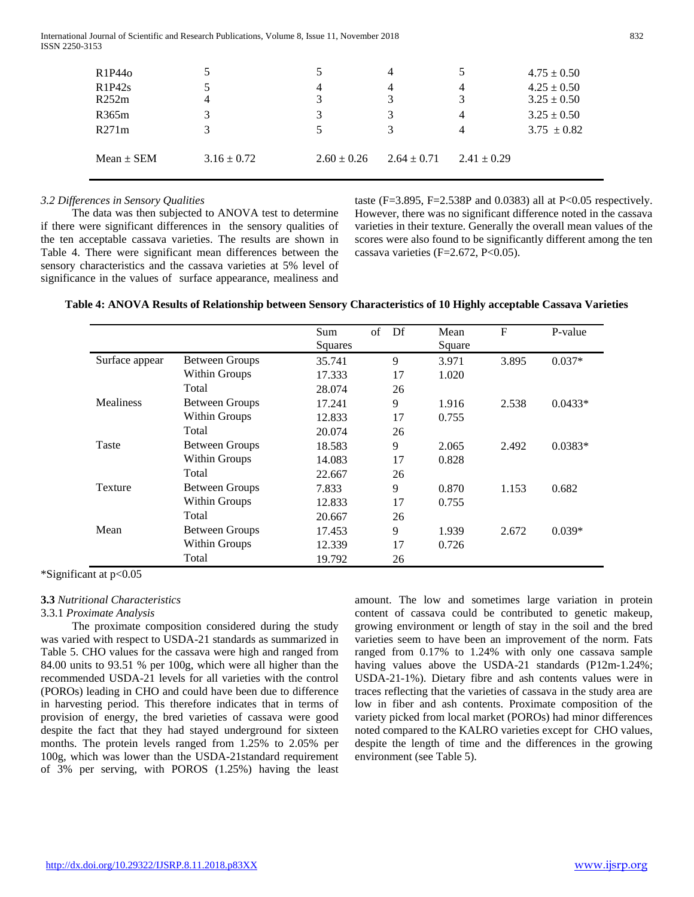| | | | | | |
|---|---|---|---|---|---|
| R1P44o | 5 | 5 | 4 | 5 | 4.75 ± 0.50 |
| R1P42s | 5 | 4 | 4 | 4 | 4.25 ± 0.50 |
| R252m | 4 | 3 | 3 | 3 | 3.25 ± 0.50 |
| R365m | 3 | 3 | 3 | 4 | 3.25 ± 0.50 |
| R271m | 3 | 5 | 3 | 4 | 3.75 ± 0.82 |
| Mean ± SEM | 3.16 ± 0.72 | 2.60 ± 0.26 | 2.64 ± 0.71 | 2.41 ± 0.29 | |

### *3.2 Differences in Sensory Qualities*

The data was then subjected to ANOVA test to determine if there were significant differences in the sensory qualities of the ten acceptable cassava varieties. The results are shown in Table 4. There were significant mean differences between the sensory characteristics and the cassava varieties at 5% level of significance in the values of surface appearance, mealiness and taste (F=3.895, F=2.538P and 0.0383) all at P<0.05 respectively. However, there was no significant difference noted in the cassava varieties in their texture. Generally the overall mean values of the scores were also found to be significantly different among the ten cassava varieties (F=2.672, P<0.05).

**Table 4: ANOVA Results of Relationship between Sensory Characteristics of 10 Highly acceptable Cassava Varieties**

| | | Sum of Squares | Df | Mean Square | F | P-value |
|---|---|---|---|---|---|---|
| Surface appear | Between Groups | 35.741 | 9 | 3.971 | 3.895 | 0.037* |
| | Within Groups | 17.333 | 17 | 1.020 | | |
| | Total | 28.074 | 26 | | | |
| Mealiness | Between Groups | 17.241 | 9 | 1.916 | 2.538 | 0.0433* |
| | Within Groups | 12.833 | 17 | 0.755 | | |
| | Total | 20.074 | 26 | | | |
| Taste | Between Groups | 18.583 | 9 | 2.065 | 2.492 | 0.0383* |
| | Within Groups | 14.083 | 17 | 0.828 | | |
| | Total | 22.667 | 26 | | | |
| Texture | Between Groups | 7.833 | 9 | 0.870 | 1.153 | 0.682 |
| | Within Groups | 12.833 | 17 | 0.755 | | |
| | Total | 20.667 | 26 | | | |
| Mean | Between Groups | 17.453 | 9 | 1.939 | 2.672 | 0.039* |
| | Within Groups | 12.339 | 17 | 0.726 | | |
| | Total | 19.792 | 26 | | | |

*Significant at p<0.05

### **3.3** *Nutritional Characteristics*

#### 3.3.1 *Proximate Analysis*

The proximate composition considered during the study was varied with respect to USDA-21 standards as summarized in Table 5. CHO values for the cassava were high and ranged from 84.00 units to 93.51 % per 100g, which were all higher than the recommended USDA-21 levels for all varieties with the control (POROs) leading in CHO and could have been due to difference in harvesting period. This therefore indicates that in terms of provision of energy, the bred varieties of cassava were good despite the fact that they had stayed underground for sixteen months. The protein levels ranged from 1.25% to 2.05% per 100g, which was lower than the USDA-21standard requirement of 3% per serving, with POROS (1.25%) having the least amount. The low and sometimes large variation in protein content of cassava could be contributed to genetic makeup, growing environment or length of stay in the soil and the bred varieties seem to have been an improvement of the norm. Fats ranged from 0.17% to 1.24% with only one cassava sample having values above the USDA-21 standards (P12m-1.24%; USDA-21-1%). Dietary fibre and ash contents values were in traces reflecting that the varieties of cassava in the study area are low in fiber and ash contents. Proximate composition of the variety picked from local market (POROs) had minor differences noted compared to the KALRO varieties except for CHO values, despite the length of time and the differences in the growing environment (see Table 5).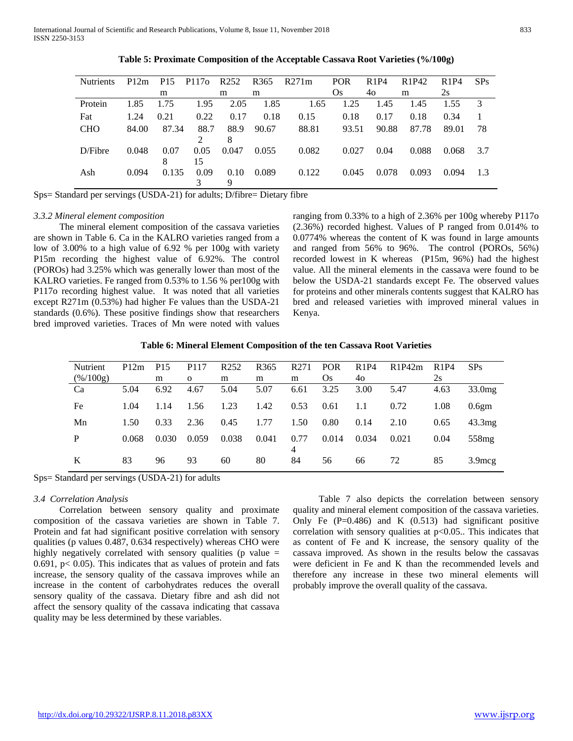**Table 5: Proximate Composition of the Acceptable Cassava Root Varieties (%/100g)**

| Nutrients | P12m | P15m | P117o | R252m | R365m | R271m | POROs | R1P44o | R1P42m | R1P42s | SPs |
|---|---|---|---|---|---|---|---|---|---|---|---|
| Protein | 1.85 | 1.75 | 1.95 | 2.05 | 1.85 | 1.65 | 1.25 | 1.45 | 1.45 | 1.55 | 3 |
| Fat | 1.24 | 0.21 | 0.22 | 0.17 | 0.18 | 0.15 | 0.18 | 0.17 | 0.18 | 0.34 | 1 |
| CHO | 84.00 | 87.34 | 88.72 | 88.98 | 90.67 | 88.81 | 93.51 | 90.88 | 87.78 | 89.01 | 78 |
| D/Fibre | 0.048 | 0.078 | 0.0515 | 0.047 | 0.055 | 0.082 | 0.027 | 0.04 | 0.088 | 0.068 | 3.7 |
| Ash | 0.094 | 0.135 | 0.093 | 0.109 | 0.089 | 0.122 | 0.045 | 0.078 | 0.093 | 0.094 | 1.3 |

Sps= Standard per servings (USDA-21) for adults; D/fibre= Dietary fibre

*3.3.2 Mineral element composition*

The mineral element composition of the cassava varieties are shown in Table 6. Ca in the KALRO varieties ranged from a low of 3.00% to a high value of 6.92 % per 100g with variety P15m recording the highest value of 6.92%. The control (POROs) had 3.25% which was generally lower than most of the KALRO varieties. Fe ranged from 0.53% to 1.56 % per100g with P117o recording highest value. It was noted that all varieties except R271m (0.53%) had higher Fe values than the USDA-21 standards (0.6%). These positive findings show that researchers bred improved varieties. Traces of Mn were noted with values ranging from 0.33% to a high of 2.36% per 100g whereby P117o (2.36%) recorded highest. Values of P ranged from 0.014% to 0.0774% whereas the content of K was found in large amounts and ranged from 56% to 96%. The control (POROs, 56%) recorded lowest in K whereas (P15m, 96%) had the highest value. All the mineral elements in the cassava were found to be below the USDA-21 standards except Fe. The observed values for proteins and other minerals contents suggest that KALRO has bred and released varieties with improved mineral values in Kenya.

**Table 6: Mineral Element Composition of the ten Cassava Root Varieties**

| Nutrient (%/100g) | P12m | P15m | P117o | R252m | R365m | R271m | POROs | R1P44o | R1P42m | R1P42s | SPs |
|---|---|---|---|---|---|---|---|---|---|---|---|
| Ca | 5.04 | 6.92 | 4.67 | 5.04 | 5.07 | 6.61 | 3.25 | 3.00 | 5.47 | 4.63 | 33.0mg |
| Fe | 1.04 | 1.14 | 1.56 | 1.23 | 1.42 | 0.53 | 0.61 | 1.1 | 0.72 | 1.08 | 0.6gm |
| Mn | 1.50 | 0.33 | 2.36 | 0.45 | 1.77 | 1.50 | 0.80 | 0.14 | 2.10 | 0.65 | 43.3mg |
| P | 0.068 | 0.030 | 0.059 | 0.038 | 0.041 | 0.774 | 0.014 | 0.034 | 0.021 | 0.04 | 558mg |
| K | 83 | 96 | 93 | 60 | 80 | 84 | 56 | 66 | 72 | 85 | 3.9mcg |

Sps= Standard per servings (USDA-21) for adults

*3.4 Correlation Analysis*

Correlation between sensory quality and proximate composition of the cassava varieties are shown in Table 7. Protein and fat had significant positive correlation with sensory qualities (p values 0.487, 0.634 respectively) whereas CHO were highly negatively correlated with sensory qualities (p value = 0.691, $p < 0.05$). This indicates that as values of protein and fats increase, the sensory quality of the cassava improves while an increase in the content of carbohydrates reduces the overall sensory quality of the cassava. Dietary fibre and ash did not affect the sensory quality of the cassava indicating that cassava quality may be less determined by these variables.

Table 7 also depicts the correlation between sensory quality and mineral element composition of the cassava varieties. Only Fe (P=0.486) and K (0.513) had significant positive correlation with sensory qualities at $p<0.05$.. This indicates that as content of Fe and K increase, the sensory quality of the cassava improved. As shown in the results below the cassavas were deficient in Fe and K than the recommended levels and therefore any increase in these two mineral elements will probably improve the overall quality of the cassava.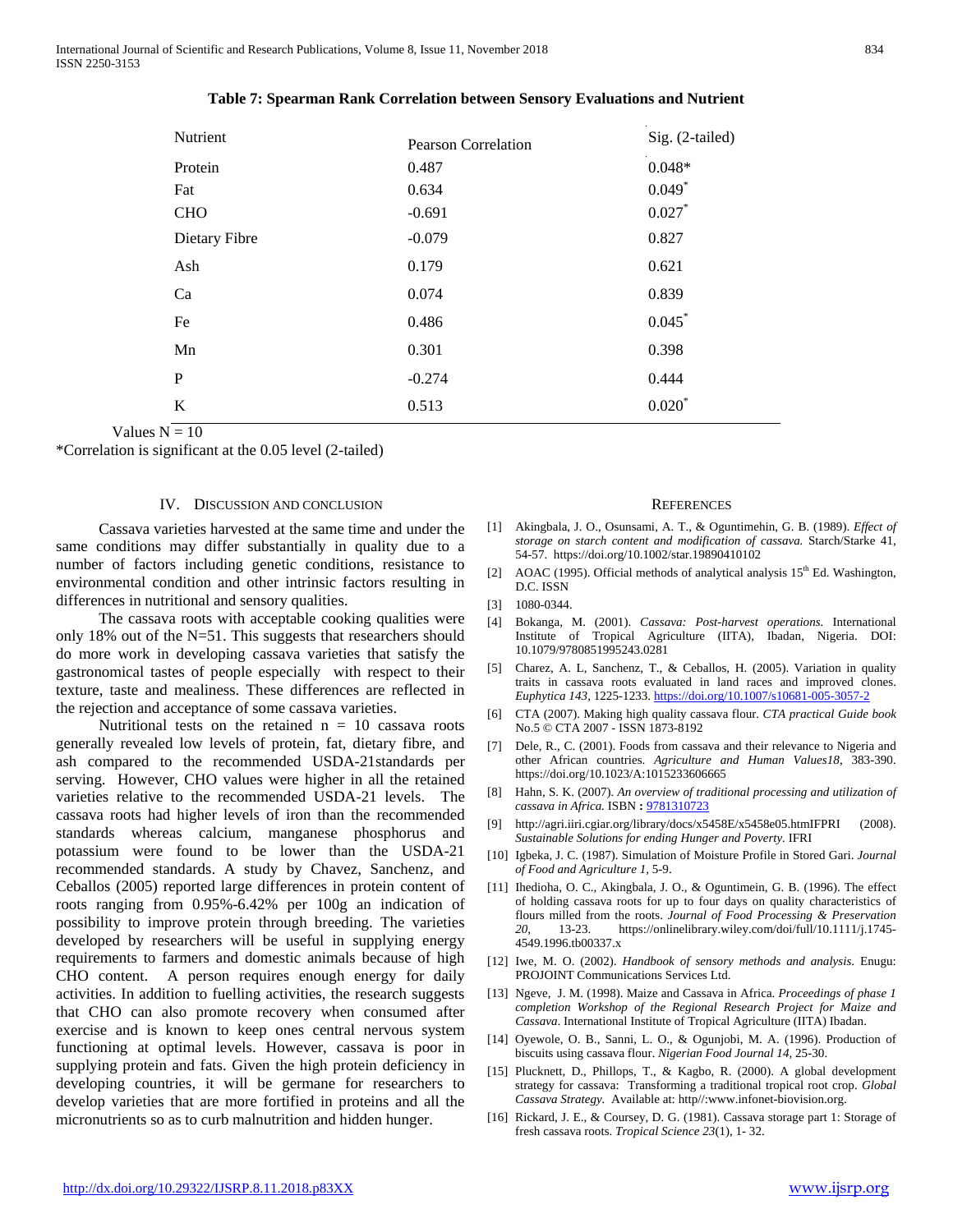**Table 7: Spearman Rank Correlation between Sensory Evaluations and Nutrient**

| Nutrient | Pearson Correlation | Sig. (2-tailed) |
|---|---|---|
| Protein | 0.487 | 0.048* |
| Fat | 0.634 | 0.049* |
| CHO | -0.691 | 0.027* |
| Dietary Fibre | -0.079 | 0.827 |
| Ash | 0.179 | 0.621 |
| Ca | 0.074 | 0.839 |
| Fe | 0.486 | 0.045* |
| Mn | 0.301 | 0.398 |
| P | -0.274 | 0.444 |
| K | 0.513 | 0.020* |

Values N = 10

*Correlation is significant at the 0.05 level (2-tailed)

## IV. Discussion and Conclusion

Cassava varieties harvested at the same time and under the same conditions may differ substantially in quality due to a number of factors including genetic conditions, resistance to environmental condition and other intrinsic factors resulting in differences in nutritional and sensory qualities.

The cassava roots with acceptable cooking qualities were only 18% out of the N=51. This suggests that researchers should do more work in developing cassava varieties that satisfy the gastronomical tastes of people especially with respect to their texture, taste and mealiness. These differences are reflected in the rejection and acceptance of some cassava varieties.

Nutritional tests on the retained n = 10 cassava roots generally revealed low levels of protein, fat, dietary fibre, and ash compared to the recommended USDA-21standards per serving. However, CHO values were higher in all the retained varieties relative to the recommended USDA-21 levels. The cassava roots had higher levels of iron than the recommended standards whereas calcium, manganese phosphorus and potassium were found to be lower than the USDA-21 recommended standards. A study by Chavez, Sanchenz, and Ceballos (2005) reported large differences in protein content of roots ranging from 0.95%-6.42% per 100g an indication of possibility to improve protein through breeding. The varieties developed by researchers will be useful in supplying energy requirements to farmers and domestic animals because of high CHO content. A person requires enough energy for daily activities. In addition to fuelling activities, the research suggests that CHO can also promote recovery when consumed after exercise and is known to keep ones central nervous system functioning at optimal levels. However, cassava is poor in supplying protein and fats. Given the high protein deficiency in developing countries, it will be germane for researchers to develop varieties that are more fortified in proteins and all the micronutrients so as to curb malnutrition and hidden hunger.

## References

[1] Akingbala, J. O., Osunsami, A. T., & Oguntimehin, G. B. (1989). *Effect of storage on starch content and modification of cassava.* Starch/Starke 41, 54-57. https://doi.org/10.1002/star.19890410102

[2] AOAC (1995). Official methods of analytical analysis 15th Ed. Washington, D.C. ISSN

[3] 1080-0344.

[4] Bokanga, M. (2001). *Cassava: Post-harvest operations.* International Institute of Tropical Agriculture (IITA), Ibadan, Nigeria. DOI: 10.1079/9780851995243.0281

[5] Charez, A. L, Sanchenz, T., & Ceballos, H. (2005). Variation in quality traits in cassava roots evaluated in land races and improved clones. *Euphytica 143*, 1225-1233. https://doi.org/10.1007/s10681-005-3057-2

[6] CTA (2007). Making high quality cassava flour. *CTA practical Guide book* No.5 © CTA 2007 - ISSN 1873-8192

[7] Dele, R., C. (2001). Foods from cassava and their relevance to Nigeria and other African countries. *Agriculture and Human Values18*, 383-390. https://doi.org/10.1023/A:1015233606665

[8] Hahn, S. K. (2007). *An overview of traditional processing and utilization of cassava in Africa.* ISBN **:** 9781310723

[9] http://agri.iiri.cgiar.org/library/docs/x5458E/x5458e05.htmIFPRI (2008). *Sustainable Solutions for ending Hunger and Poverty.* IFRI

[10] Igbeka, J. C. (1987). Simulation of Moisture Profile in Stored Gari. *Journal of Food and Agriculture 1*, 5-9.

[11] Ihedioha, O. C., Akingbala, J. O., & Oguntimein, G. B. (1996). The effect of holding cassava roots for up to four days on quality characteristics of flours milled from the roots. *Journal of Food Processing & Preservation 20*, 13-23. https://onlinelibrary.wiley.com/doi/full/10.1111/j.1745-4549.1996.tb00337.x

[12] Iwe, M. O. (2002). *Handbook of sensory methods and analysis*. Enugu: PROJOINT Communications Services Ltd.

[13] Ngeve, J. M. (1998). Maize and Cassava in Africa. *Proceedings of phase 1 completion Workshop of the Regional Research Project for Maize and Cassava*. International Institute of Tropical Agriculture (IITA) Ibadan.

[14] Oyewole, O. B., Sanni, L. O., & Ogunjobi, M. A. (1996). Production of biscuits using cassava flour. *Nigerian Food Journal 14*, 25-30.

[15] Plucknett, D., Phillops, T., & Kagbo, R. (2000). A global development strategy for cassava: Transforming a traditional tropical root crop. *Global Cassava Strategy.* Available at: http//:www.infonet-biovision.org.

[16] Rickard, J. E., & Coursey, D. G. (1981). Cassava storage part 1: Storage of fresh cassava roots. *Tropical Science 23*(1), 1- 32.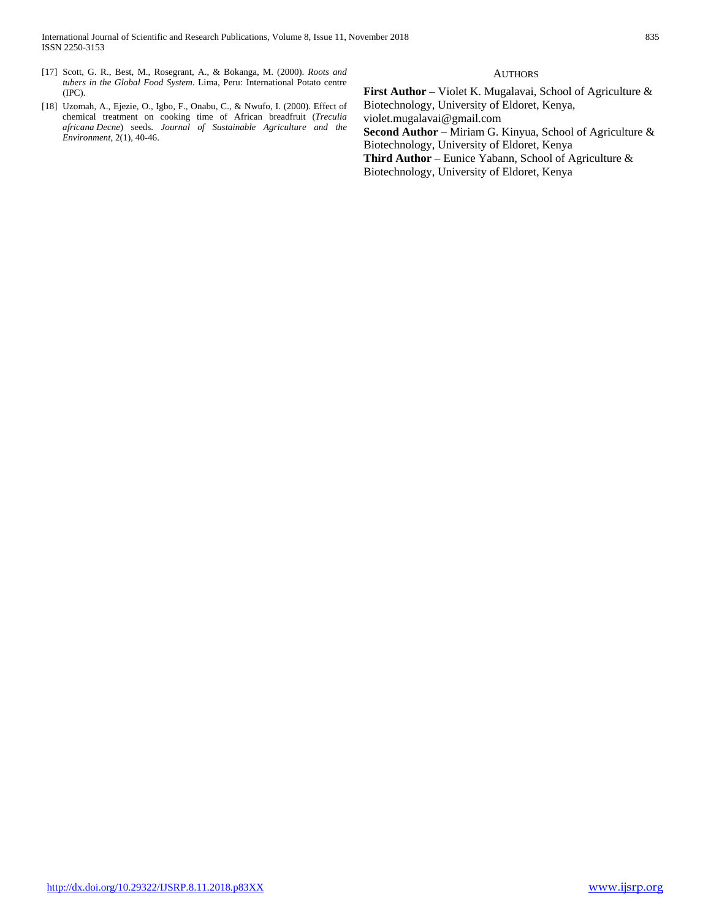[17] Scott, G. R., Best, M., Rosegrant, A., & Bokanga, M. (2000). *Roots and tubers in the Global Food System*. Lima, Peru: International Potato centre (IPC).

[18] Uzomah, A., Ejezie, O., Igbo, F., Onabu, C., & Nwufo, I. (2000). Effect of chemical treatment on cooking time of African breadfruit (*Treculia africana Decne*) seeds. *Journal of Sustainable Agriculture and the Environment*, 2(1), 40-46.

## AUTHORS

**First Author** – Violet K. Mugalavai, School of Agriculture & Biotechnology, University of Eldoret, Kenya, violet.mugalavai@gmail.com

**Second Author** – Miriam G. Kinyua, School of Agriculture & Biotechnology, University of Eldoret, Kenya

**Third Author** – Eunice Yabann, School of Agriculture & Biotechnology, University of Eldoret, Kenya